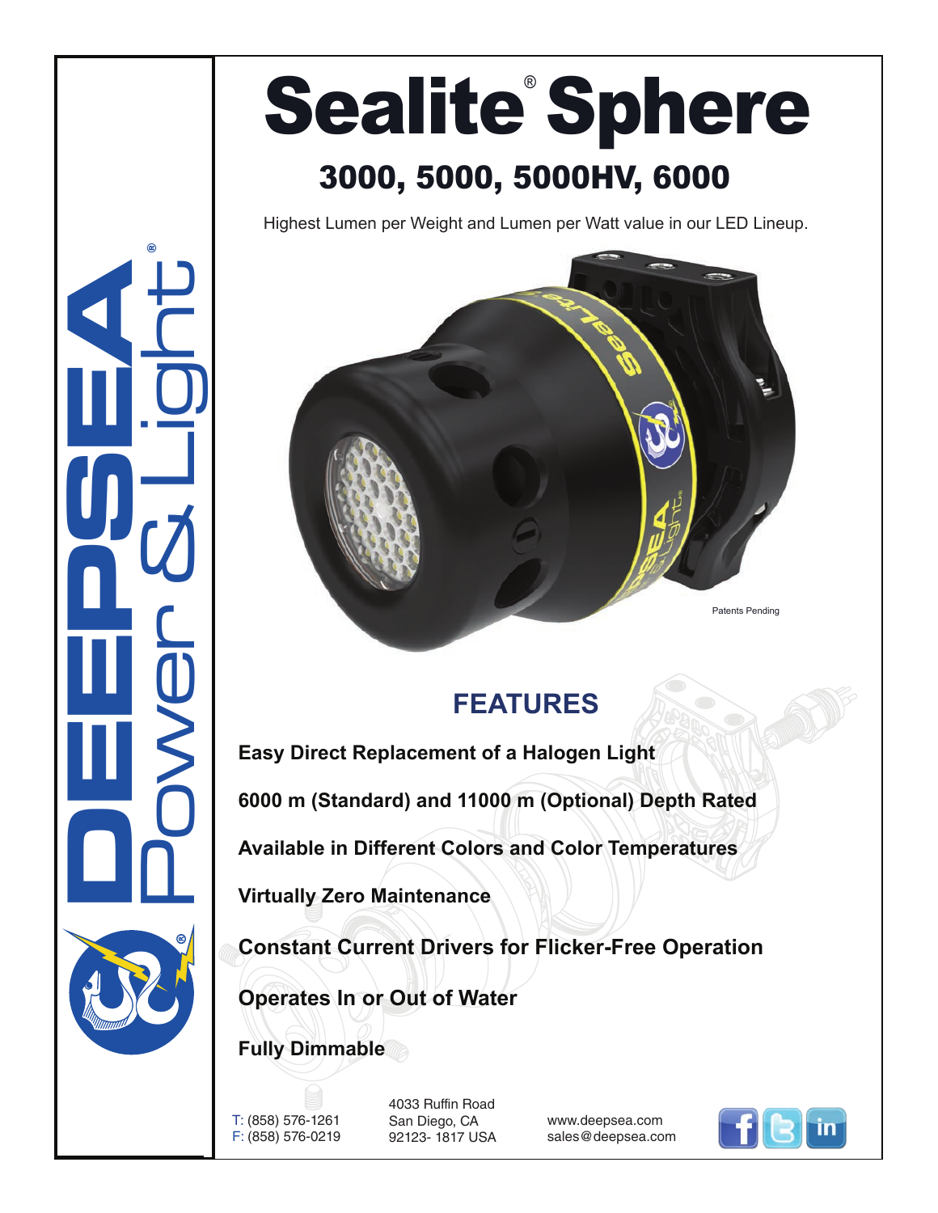# Sealite® Sphere

## 3000, 5000, 5000HV, 6000

Highest Lumen per Weight and Lumen per Watt value in our LED Lineup.

Patents Pending

## FEATURES

**Easy Direct Replacement of a Halogen Light**

**6000 m (Standard) and 11000 m (Optional) Depth Rated**

**Available in Different Colors and Color Temperatures**

**Virtually Zero Maintenance**

**Constant Current Drivers for Flicker-Free Operation**

**Operates In or Out of Water**

**Fully Dimmable**

T: (858) 576-1261
F: (858) 576-0219

4033 Ruffin Road
San Diego, CA
92123- 1817 USA

www.deepsea.com
sales@deepsea.com

DEEPSEA Power & Light®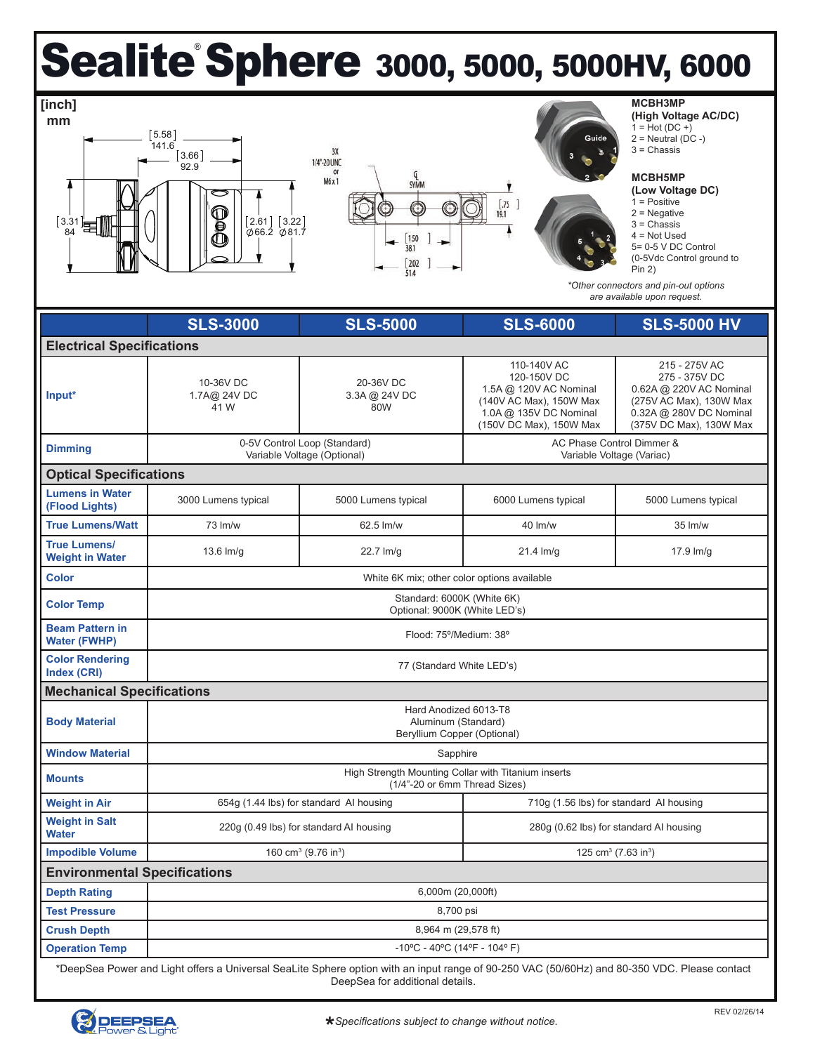# Sealite® Sphere 3000, 5000, 5000HV, 6000

[inch]
mm

[5.58]
141.6
[3.66]
92.9
[3.31]
84
[2.61] [3.22]
Ø66.2 Ø81.7

3X
1/4"-20UNC
or
M6x1

℄
SYMM

[.75]
19.1
[150]
38.1
[202]
51.4

**MCBH3MP**
**(High Voltage AC/DC)**
1 = Hot (DC +)
2 = Neutral (DC -)
3 = Chassis

**MCBH5MP**
**(Low Voltage DC)**
1 = Positive
2 = Negative
3 = Chassis
4 = Not Used
5= 0-5 V DC Control
(0-5Vdc Control ground to Pin 2)

*Other connectors and pin-out options are available upon request.*

| | SLS-3000 | SLS-5000 | SLS-6000 | SLS-5000 HV |
|---|---|---|---|---|
| **Electrical Specifications** | | | | |
| Input* | 10-36V DC<br>1.7A@ 24V DC<br>41 W | 20-36V DC<br>3.3A @ 24V DC<br>80W | 110-140V AC<br>120-150V DC<br>1.5A @ 120V AC Nominal<br>(140V AC Max), 150W Max<br>1.0A @ 135V DC Nominal<br>(150V DC Max), 150W Max | 215 - 275V AC<br>275 - 375V DC<br>0.62A @ 220V AC Nominal<br>(275V AC Max), 130W Max<br>0.32A @ 280V DC Nominal<br>(375V DC Max), 130W Max |
| Dimming | 0-5V Control Loop (Standard)<br>Variable Voltage (Optional) | | AC Phase Control Dimmer &<br>Variable Voltage (Variac) | |
| **Optical Specifications** | | | | |
| Lumens in Water (Flood Lights) | 3000 Lumens typical | 5000 Lumens typical | 6000 Lumens typical | 5000 Lumens typical |
| True Lumens/Watt | 73 lm/w | 62.5 lm/w | 40 lm/w | 35 lm/w |
| True Lumens/ Weight in Water | 13.6 lm/g | 22.7 lm/g | 21.4 lm/g | 17.9 lm/g |
| Color | White 6K mix; other color options available | | | |
| Color Temp | Standard: 6000K (White 6K)<br>Optional: 9000K (White LED's) | | | |
| Beam Pattern in Water (FWHP) | Flood: 75º/Medium: 38º | | | |
| Color Rendering Index (CRI) | 77 (Standard White LED's) | | | |
| **Mechanical Specifications** | | | | |
| Body Material | Hard Anodized 6013-T8<br>Aluminum (Standard)<br>Beryllium Copper (Optional) | | | |
| Window Material | Sapphire | | | |
| Mounts | High Strength Mounting Collar with Titanium inserts<br>(1/4"-20 or 6mm Thread Sizes) | | | |
| Weight in Air | 654g (1.44 lbs) for standard Al housing | | 710g (1.56 lbs) for standard Al housing | |
| Weight in Salt Water | 220g (0.49 lbs) for standard Al housing | | 280g (0.62 lbs) for standard Al housing | |
| Impodible Volume | 160 cm³ (9.76 in³) | | 125 cm³ (7.63 in³) | |
| **Environmental Specifications** | | | | |
| Depth Rating | 6,000m (20,000ft) | | | |
| Test Pressure | 8,700 psi | | | |
| Crush Depth | 8,964 m (29,578 ft) | | | |
| Operation Temp | -10ºC - 40ºC (14ºF - 104º F) | | | |

*DeepSea Power and Light offers a Universal SeaLite Sphere option with an input range of 90-250 VAC (50/60Hz) and 80-350 VDC. Please contact DeepSea for additional details.

DEEPSEA Power & Light®

*Specifications subject to change without notice.*

REV 02/26/14